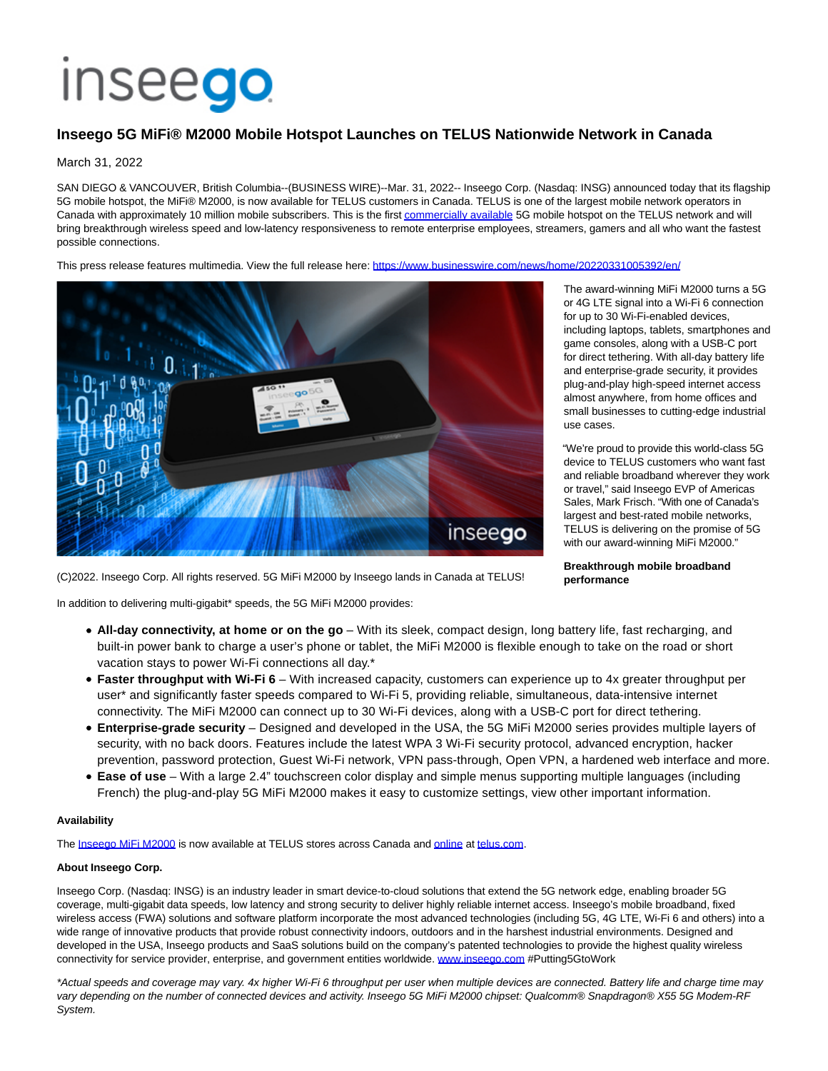# inseego

## Inseego 5G MiFi® M2000 Mobile Hotspot Launches on TELUS Nationwide Network in Canada

March 31, 2022

SAN DIEGO & VANCOUVER, British Columbia--(BUSINESS WIRE)--Mar. 31, 2022-- Inseego Corp. (Nasdaq: INSG) announced today that its flagship 5G mobile hotspot, the MiFi® M2000, is now available for TELUS customers in Canada. TELUS is one of the largest mobile network operators in Canada with approximately 10 million mobile subscribers. This is the first commercially available 5G mobile hotspot on the TELUS network and will bring breakthrough wireless speed and low-latency responsiveness to remote enterprise employees, streamers, gamers and all who want the fastest possible connections.

This press release features multimedia. View the full release here: https://www.businesswire.com/news/home/20220331005392/en/

(C)2022. Inseego Corp. All rights reserved. 5G MiFi M2000 by Inseego lands in Canada at TELUS!

The award-winning MiFi M2000 turns a 5G or 4G LTE signal into a Wi-Fi 6 connection for up to 30 Wi-Fi-enabled devices, including laptops, tablets, smartphones and game consoles, along with a USB-C port for direct tethering. With all-day battery life and enterprise-grade security, it provides plug-and-play high-speed internet access almost anywhere, from home offices and small businesses to cutting-edge industrial use cases.

"We're proud to provide this world-class 5G device to TELUS customers who want fast and reliable broadband wherever they work or travel," said Inseego EVP of Americas Sales, Mark Frisch. "With one of Canada's largest and best-rated mobile networks, TELUS is delivering on the promise of 5G with our award-winning MiFi M2000."

**Breakthrough mobile broadband performance**

In addition to delivering multi-gigabit* speeds, the 5G MiFi M2000 provides:

- **All-day connectivity, at home or on the go** – With its sleek, compact design, long battery life, fast recharging, and built-in power bank to charge a user's phone or tablet, the MiFi M2000 is flexible enough to take on the road or short vacation stays to power Wi-Fi connections all day.*
- **Faster throughput with Wi-Fi 6** – With increased capacity, customers can experience up to 4x greater throughput per user* and significantly faster speeds compared to Wi-Fi 5, providing reliable, simultaneous, data-intensive internet connectivity. The MiFi M2000 can connect up to 30 Wi-Fi devices, along with a USB-C port for direct tethering.
- **Enterprise-grade security** – Designed and developed in the USA, the 5G MiFi M2000 series provides multiple layers of security, with no back doors. Features include the latest WPA 3 Wi-Fi security protocol, advanced encryption, hacker prevention, password protection, Guest Wi-Fi network, VPN pass-through, Open VPN, a hardened web interface and more.
- **Ease of use** – With a large 2.4" touchscreen color display and simple menus supporting multiple languages (including French) the plug-and-play 5G MiFi M2000 makes it easy to customize settings, view other important information.

**Availability**

The Inseego MiFi M2000 is now available at TELUS stores across Canada and online at telus.com.

**About Inseego Corp.**

Inseego Corp. (Nasdaq: INSG) is an industry leader in smart device-to-cloud solutions that extend the 5G network edge, enabling broader 5G coverage, multi-gigabit data speeds, low latency and strong security to deliver highly reliable internet access. Inseego's mobile broadband, fixed wireless access (FWA) solutions and software platform incorporate the most advanced technologies (including 5G, 4G LTE, Wi-Fi 6 and others) into a wide range of innovative products that provide robust connectivity indoors, outdoors and in the harshest industrial environments. Designed and developed in the USA, Inseego products and SaaS solutions build on the company's patented technologies to provide the highest quality wireless connectivity for service provider, enterprise, and government entities worldwide. www.inseego.com #Putting5GtoWork

*\*Actual speeds and coverage may vary. 4x higher Wi-Fi 6 throughput per user when multiple devices are connected. Battery life and charge time may vary depending on the number of connected devices and activity. Inseego 5G MiFi M2000 chipset: Qualcomm® Snapdragon® X55 5G Modem-RF System.*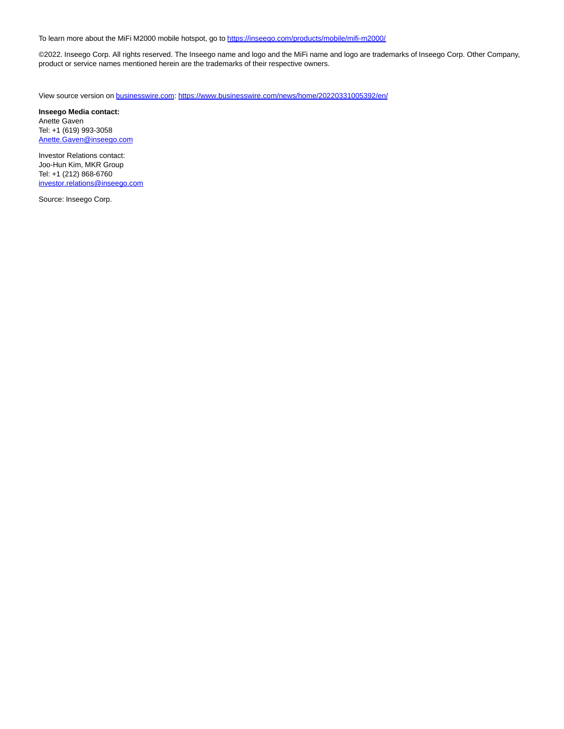To learn more about the MiFi M2000 mobile hotspot, go to https://inseego.com/products/mobile/mifi-m2000/

©2022. Inseego Corp. All rights reserved. The Inseego name and logo and the MiFi name and logo are trademarks of Inseego Corp. Other Company, product or service names mentioned herein are the trademarks of their respective owners.

View source version on businesswire.com: https://www.businesswire.com/news/home/20220331005392/en/

**Inseego Media contact:**
Anette Gaven
Tel: +1 (619) 993-3058
Anette.Gaven@inseego.com

Investor Relations contact:
Joo-Hun Kim, MKR Group
Tel: +1 (212) 868-6760
investor.relations@inseego.com

Source: Inseego Corp.